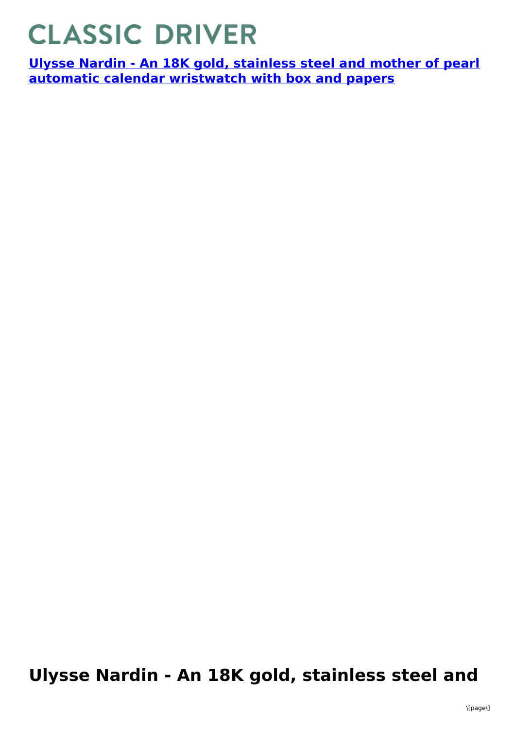# CLASSIC DRIVER

[Ulysse Nardin - An 18K gold, stainless steel and mother of pearl automatic calendar wristwatch with box and papers]

## Ulysse Nardin - An 18K gold, stainless steel and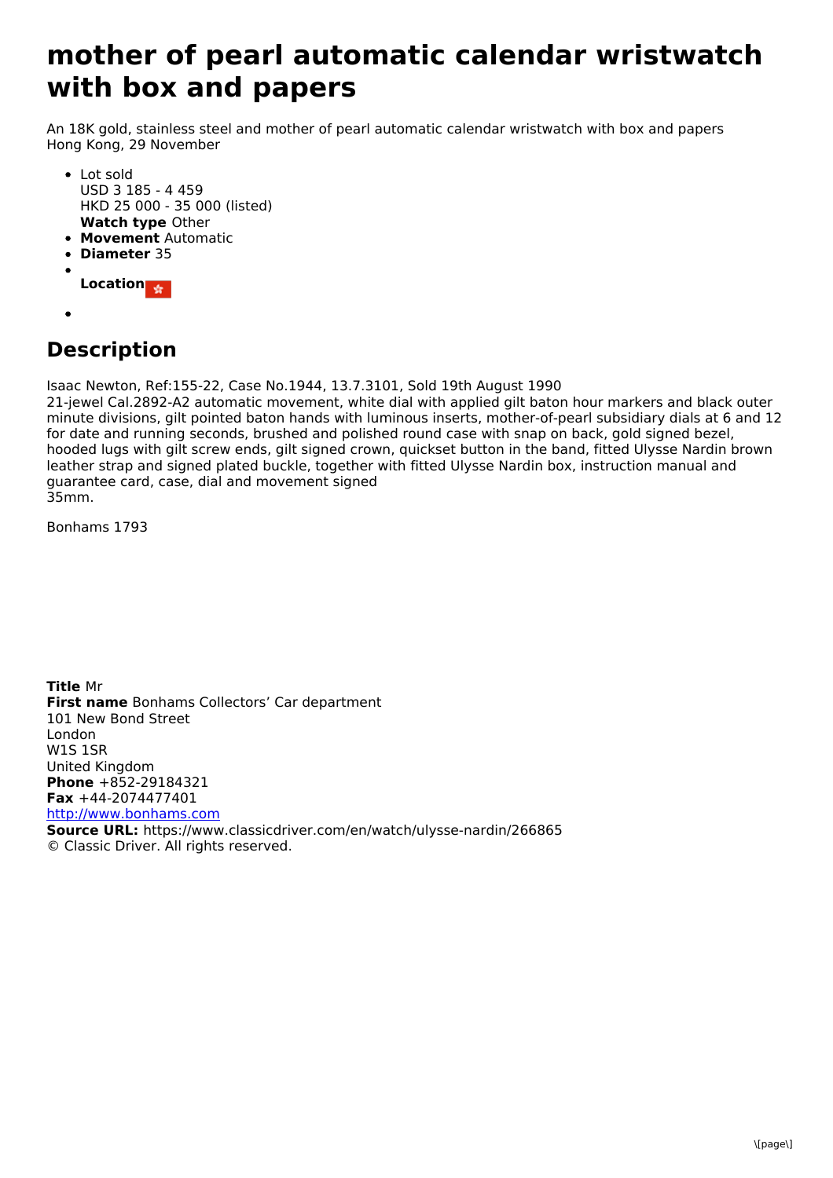# mother of pearl automatic calendar wristwatch with box and papers

An 18K gold, stainless steel and mother of pearl automatic calendar wristwatch with box and papers
Hong Kong, 29 November

- Lot sold
  USD 3 185 - 4 459
  HKD 25 000 - 35 000 (listed)
  **Watch type** Other
- **Movement** Automatic
- **Diameter** 35
- **Location**
-

## Description

Isaac Newton, Ref:155-22, Case No.1944, 13.7.3101, Sold 19th August 1990
21-jewel Cal.2892-A2 automatic movement, white dial with applied gilt baton hour markers and black outer minute divisions, gilt pointed baton hands with luminous inserts, mother-of-pearl subsidiary dials at 6 and 12 for date and running seconds, brushed and polished round case with snap on back, gold signed bezel, hooded lugs with gilt screw ends, gilt signed crown, quickset button in the band, fitted Ulysse Nardin brown leather strap and signed plated buckle, together with fitted Ulysse Nardin box, instruction manual and guarantee card, case, dial and movement signed
35mm.

Bonhams 1793

**Title** Mr
**First name** Bonhams Collectors' Car department
101 New Bond Street
London
W1S 1SR
United Kingdom
**Phone** +852-29184321
**Fax** +44-2074477401
http://www.bonhams.com
**Source URL:** https://www.classicdriver.com/en/watch/ulysse-nardin/266865
© Classic Driver. All rights reserved.